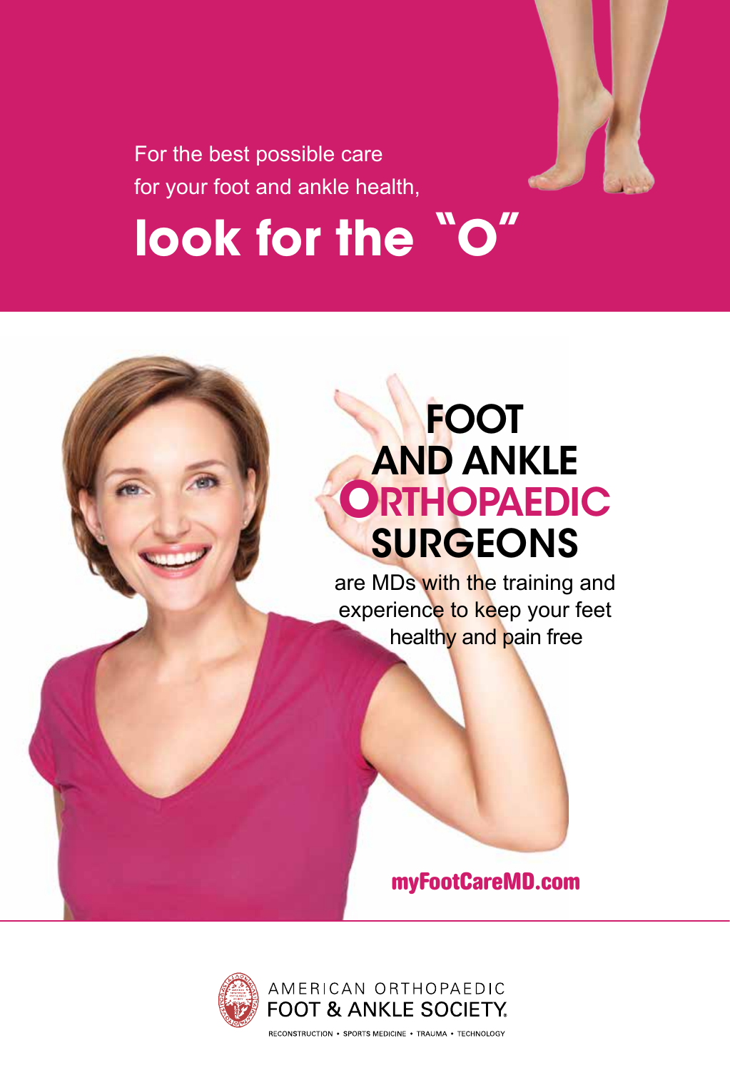For the best possible care
for your foot and ankle health,

# look for the "O"

## FOOT AND ANKLE ORTHOPAEDIC SURGEONS

are MDs with the training and experience to keep your feet healthy and pain free

**myFootCareMD.com**

AMERICAN ORTHOPAEDIC
FOOT & ANKLE SOCIETY.

RECONSTRUCTION • SPORTS MEDICINE • TRAUMA • TECHNOLOGY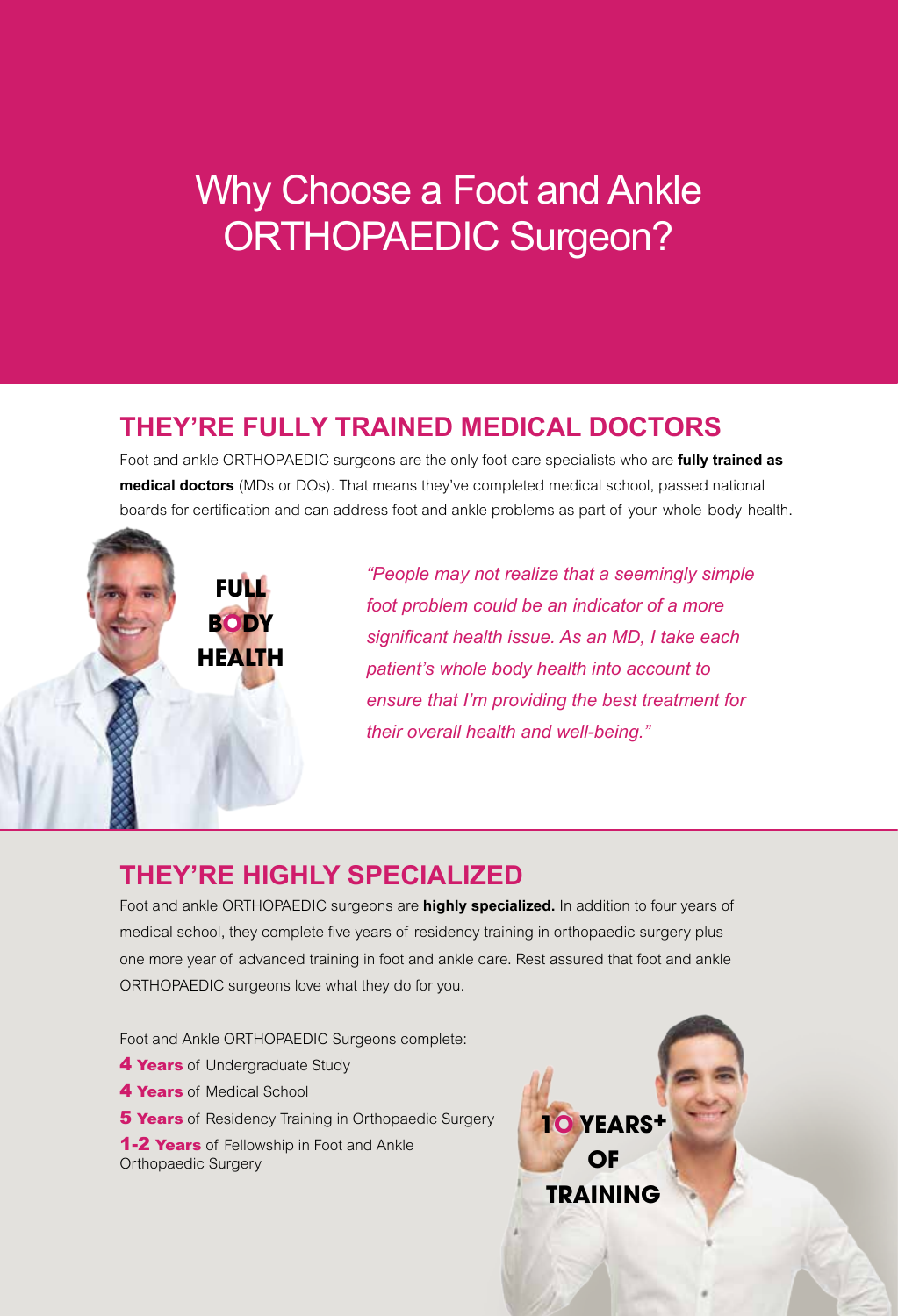# Why Choose a Foot and Ankle ORTHOPAEDIC Surgeon?

## THEY'RE FULLY TRAINED MEDICAL DOCTORS

Foot and ankle ORTHOPAEDIC surgeons are the only foot care specialists who are **fully trained as medical doctors** (MDs or DOs). That means they've completed medical school, passed national boards for certification and can address foot and ankle problems as part of your whole body health.

**FULL BODY HEALTH**

*"People may not realize that a seemingly simple foot problem could be an indicator of a more significant health issue. As an MD, I take each patient's whole body health into account to ensure that I'm providing the best treatment for their overall health and well-being."*

## THEY'RE HIGHLY SPECIALIZED

Foot and ankle ORTHOPAEDIC surgeons are **highly specialized.** In addition to four years of medical school, they complete five years of residency training in orthopaedic surgery plus one more year of advanced training in foot and ankle care. Rest assured that foot and ankle ORTHOPAEDIC surgeons love what they do for you.

Foot and Ankle ORTHOPAEDIC Surgeons complete:

- **4 Years** of Undergraduate Study
- **4 Years** of Medical School
- **5 Years** of Residency Training in Orthopaedic Surgery
- **1-2 Years** of Fellowship in Foot and Ankle Orthopaedic Surgery

**10 YEARS+ OF TRAINING**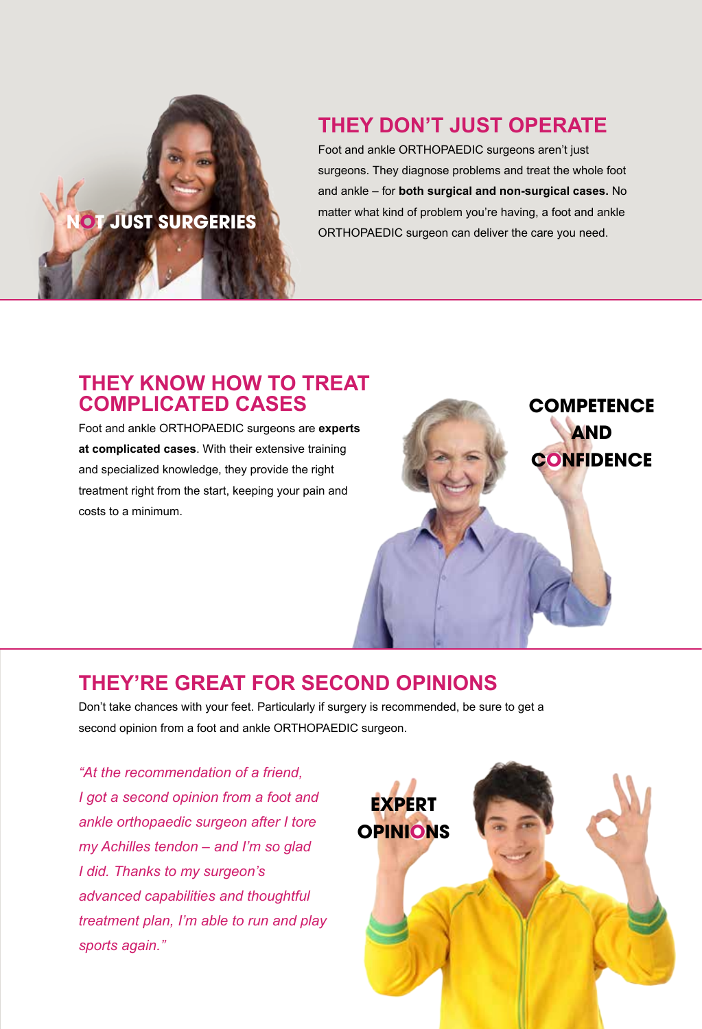NOT JUST SURGERIES

## THEY DON'T JUST OPERATE

Foot and ankle ORTHOPAEDIC surgeons aren't just surgeons. They diagnose problems and treat the whole foot and ankle – for **both surgical and non-surgical cases.** No matter what kind of problem you're having, a foot and ankle ORTHOPAEDIC surgeon can deliver the care you need.

## THEY KNOW HOW TO TREAT COMPLICATED CASES

Foot and ankle ORTHOPAEDIC surgeons are **experts at complicated cases**. With their extensive training and specialized knowledge, they provide the right treatment right from the start, keeping your pain and costs to a minimum.

COMPETENCE AND CONFIDENCE

## THEY'RE GREAT FOR SECOND OPINIONS

Don't take chances with your feet. Particularly if surgery is recommended, be sure to get a second opinion from a foot and ankle ORTHOPAEDIC surgeon.

*"At the recommendation of a friend, I got a second opinion from a foot and ankle orthopaedic surgeon after I tore my Achilles tendon – and I'm so glad I did. Thanks to my surgeon's advanced capabilities and thoughtful treatment plan, I'm able to run and play sports again."*

EXPERT OPINIONS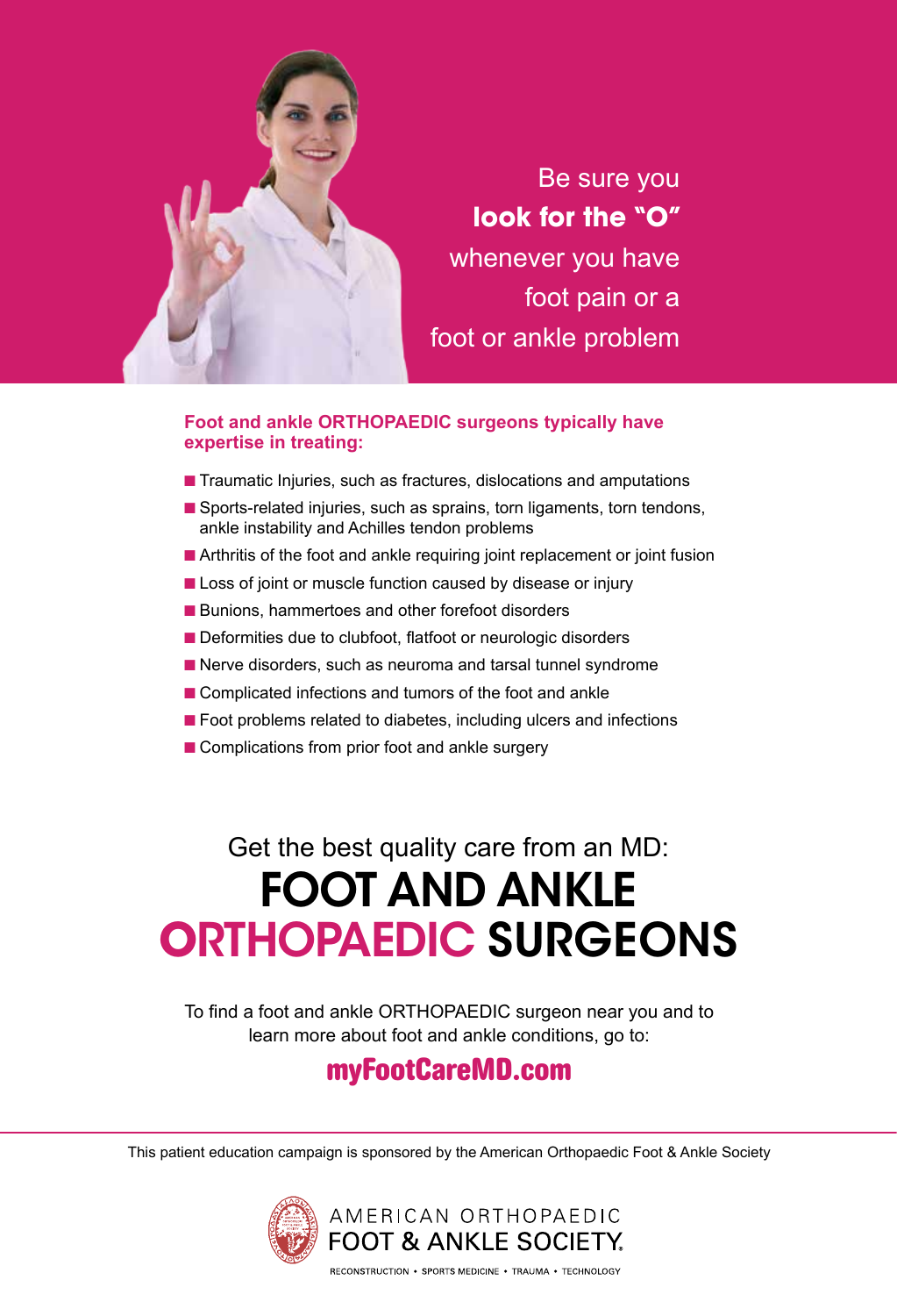Be sure you **look for the "O"** whenever you have foot pain or a foot or ankle problem

**Foot and ankle ORTHOPAEDIC surgeons typically have expertise in treating:**

- Traumatic Injuries, such as fractures, dislocations and amputations
- Sports-related injuries, such as sprains, torn ligaments, torn tendons, ankle instability and Achilles tendon problems
- Arthritis of the foot and ankle requiring joint replacement or joint fusion
- Loss of joint or muscle function caused by disease or injury
- Bunions, hammertoes and other forefoot disorders
- Deformities due to clubfoot, flatfoot or neurologic disorders
- Nerve disorders, such as neuroma and tarsal tunnel syndrome
- Complicated infections and tumors of the foot and ankle
- Foot problems related to diabetes, including ulcers and infections
- Complications from prior foot and ankle surgery

Get the best quality care from an MD:

# FOOT AND ANKLE ORTHOPAEDIC SURGEONS

To find a foot and ankle ORTHOPAEDIC surgeon near you and to learn more about foot and ankle conditions, go to:

**myFootCareMD.com**

---

This patient education campaign is sponsored by the American Orthopaedic Foot & Ankle Society

AMERICAN ORTHOPAEDIC FOOT & ANKLE SOCIETY®

RECONSTRUCTION • SPORTS MEDICINE • TRAUMA • TECHNOLOGY